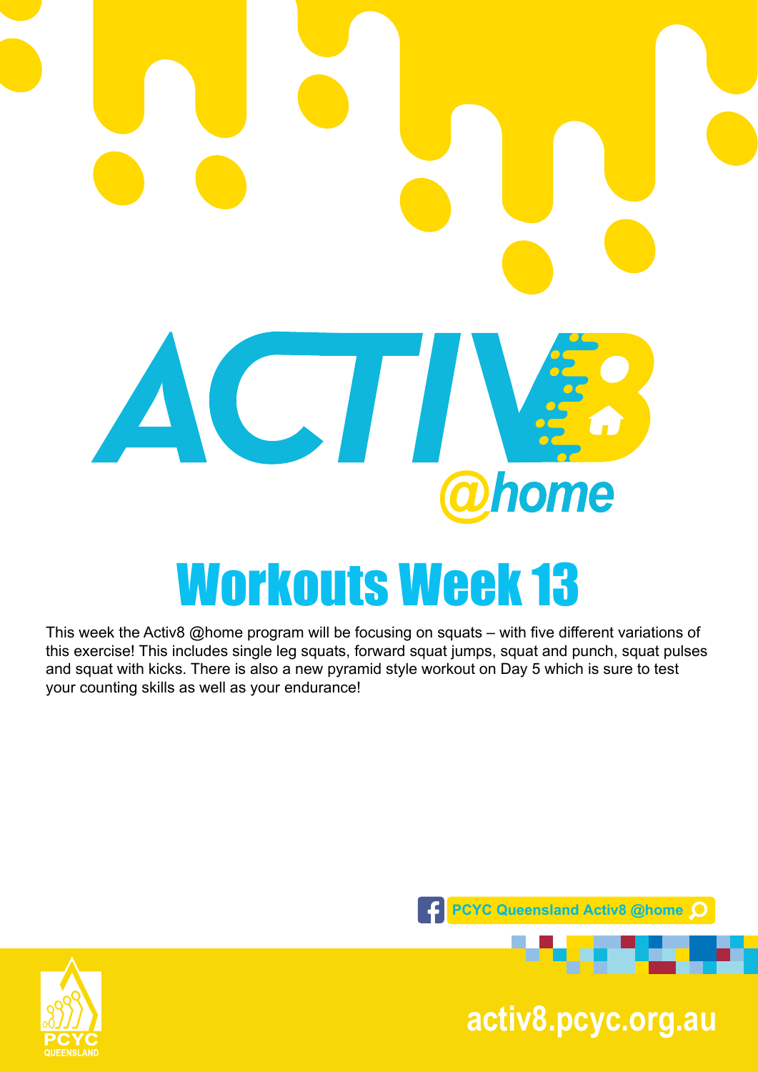# ACTIV8 @home

# Workouts Week 13

This week the Activ8 @home program will be focusing on squats – with five different variations of this exercise! This includes single leg squats, forward squat jumps, squat and punch, squat pulses and squat with kicks. There is also a new pyramid style workout on Day 5 which is sure to test your counting skills as well as your endurance!

PCYC Queensland Activ8 @home

PCYC QUEENSLAND

activ8.pcyc.org.au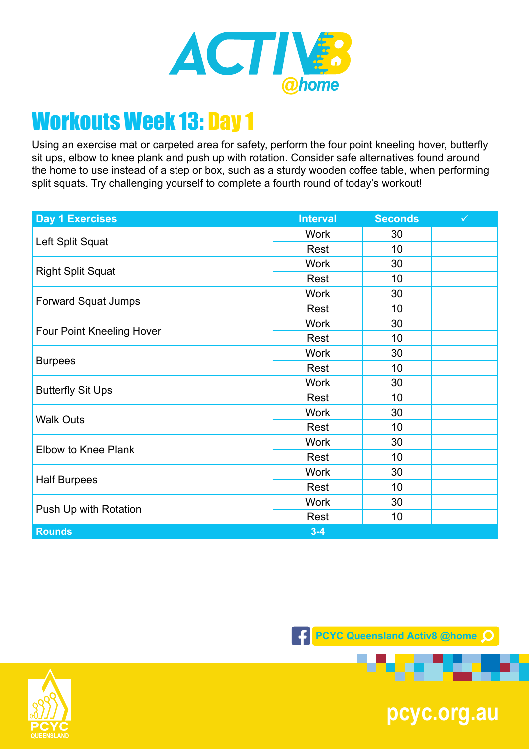# ACTIV8 @home

## Workouts Week 13: Day 1

Using an exercise mat or carpeted area for safety, perform the four point kneeling hover, butterfly sit ups, elbow to knee plank and push up with rotation. Consider safe alternatives found around the home to use instead of a step or box, such as a sturdy wooden coffee table, when performing split squats. Try challenging yourself to complete a fourth round of today's workout!

| Day 1 Exercises | Interval | Seconds | ✓ |
|---|---|---|---|
| Left Split Squat | Work | 30 | |
| | Rest | 10 | |
| Right Split Squat | Work | 30 | |
| | Rest | 10 | |
| Forward Squat Jumps | Work | 30 | |
| | Rest | 10 | |
| Four Point Kneeling Hover | Work | 30 | |
| | Rest | 10 | |
| Burpees | Work | 30 | |
| | Rest | 10 | |
| Butterfly Sit Ups | Work | 30 | |
| | Rest | 10 | |
| Walk Outs | Work | 30 | |
| | Rest | 10 | |
| Elbow to Knee Plank | Work | 30 | |
| | Rest | 10 | |
| Half Burpees | Work | 30 | |
| | Rest | 10 | |
| Push Up with Rotation | Work | 30 | |
| | Rest | 10 | |
| **Rounds** | **3-4** | | |

PCYC Queensland Activ8 @home

PCYC QUEENSLAND

pcyc.org.au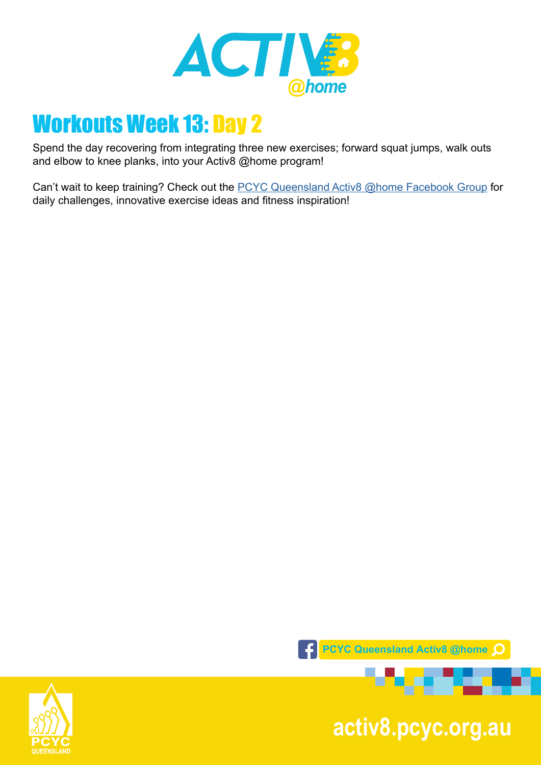# Workouts Week 13: Day 2

Spend the day recovering from integrating three new exercises; forward squat jumps, walk outs and elbow to knee planks, into your Activ8 @home program!

Can't wait to keep training? Check out the PCYC Queensland Activ8 @home Facebook Group for daily challenges, innovative exercise ideas and fitness inspiration!

PCYC Queensland Activ8 @home

activ8.pcyc.org.au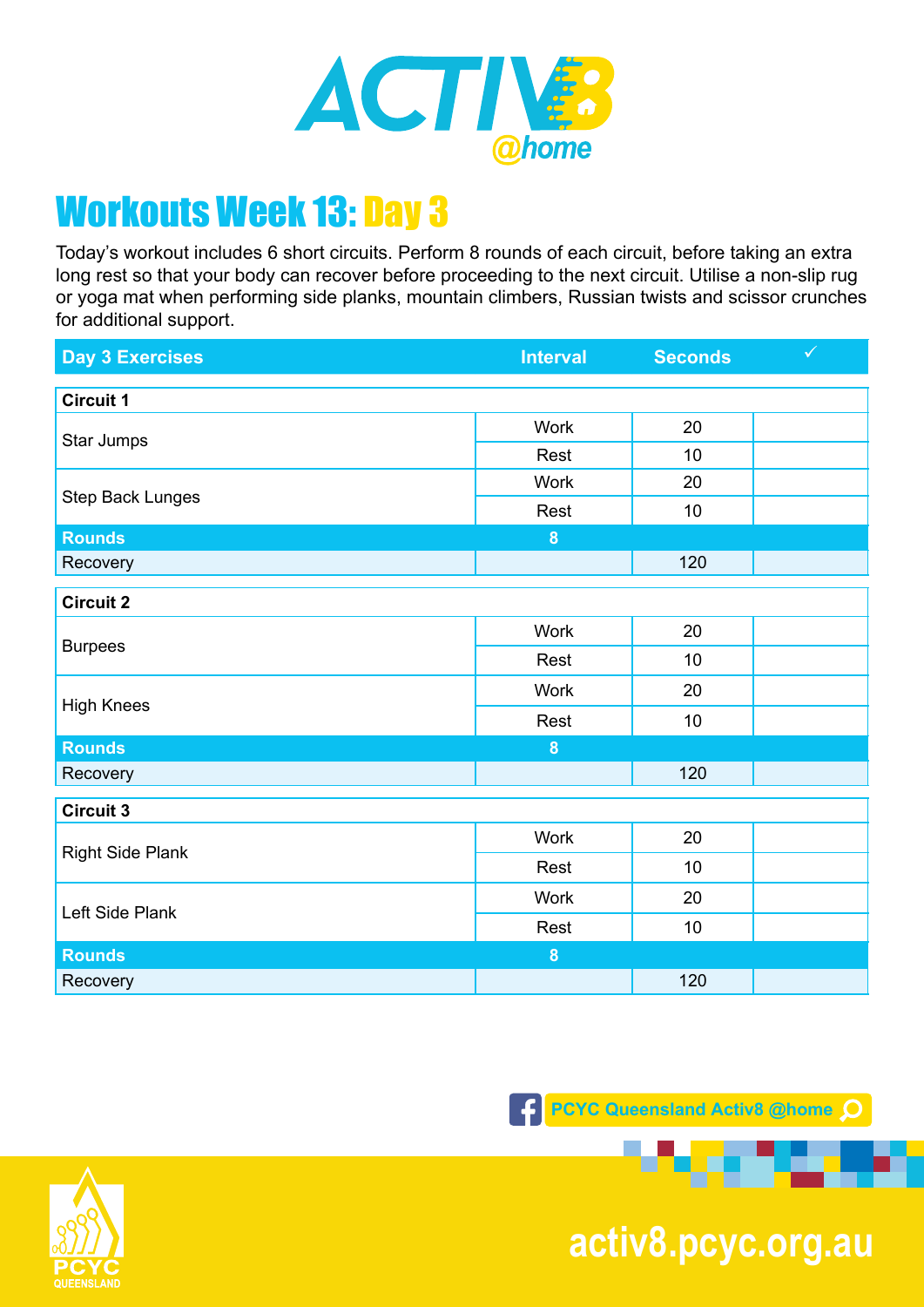# Workouts Week 13: Day 3

Today's workout includes 6 short circuits. Perform 8 rounds of each circuit, before taking an extra long rest so that your body can recover before proceeding to the next circuit. Utilise a non-slip rug or yoga mat when performing side planks, mountain climbers, Russian twists and scissor crunches for additional support.

| Day 3 Exercises | Interval | Seconds | ✓ |
|---|---|---|---|
| **Circuit 1** | | | |
| Star Jumps | Work | 20 | |
| | Rest | 10 | |
| Step Back Lunges | Work | 20 | |
| | Rest | 10 | |
| **Rounds** | 8 | | |
| Recovery | | 120 | |
| **Circuit 2** | | | |
| Burpees | Work | 20 | |
| | Rest | 10 | |
| High Knees | Work | 20 | |
| | Rest | 10 | |
| **Rounds** | 8 | | |
| Recovery | | 120 | |
| **Circuit 3** | | | |
| Right Side Plank | Work | 20 | |
| | Rest | 10 | |
| Left Side Plank | Work | 20 | |
| | Rest | 10 | |
| **Rounds** | 8 | | |
| Recovery | | 120 | |

PCYC Queensland Activ8 @home

activ8.pcyc.org.au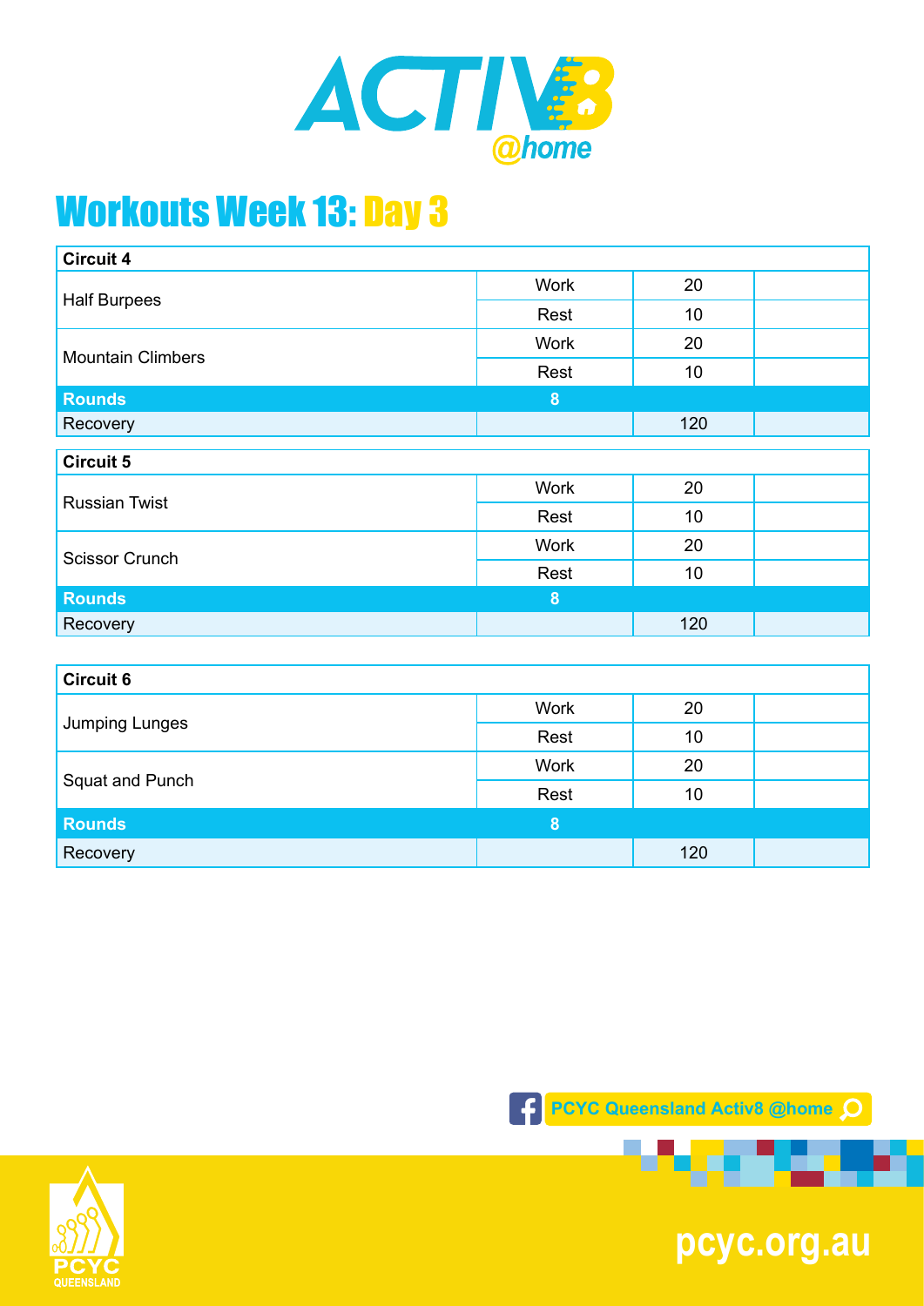# Workouts Week 13: Day 3

| Circuit 4 | | | |
|---|---|---|---|
| Half Burpees | Work | 20 | |
| | Rest | 10 | |
| Mountain Climbers | Work | 20 | |
| | Rest | 10 | |
| **Rounds** | **8** | | |
| Recovery | | 120 | |

| Circuit 5 | | | |
|---|---|---|---|
| Russian Twist | Work | 20 | |
| | Rest | 10 | |
| Scissor Crunch | Work | 20 | |
| | Rest | 10 | |
| **Rounds** | **8** | | |
| Recovery | | 120 | |

| Circuit 6 | | | |
|---|---|---|---|
| Jumping Lunges | Work | 20 | |
| | Rest | 10 | |
| Squat and Punch | Work | 20 | |
| | Rest | 10 | |
| **Rounds** | **8** | | |
| Recovery | | 120 | |

PCYC Queensland Activ8 @home

pcyc.org.au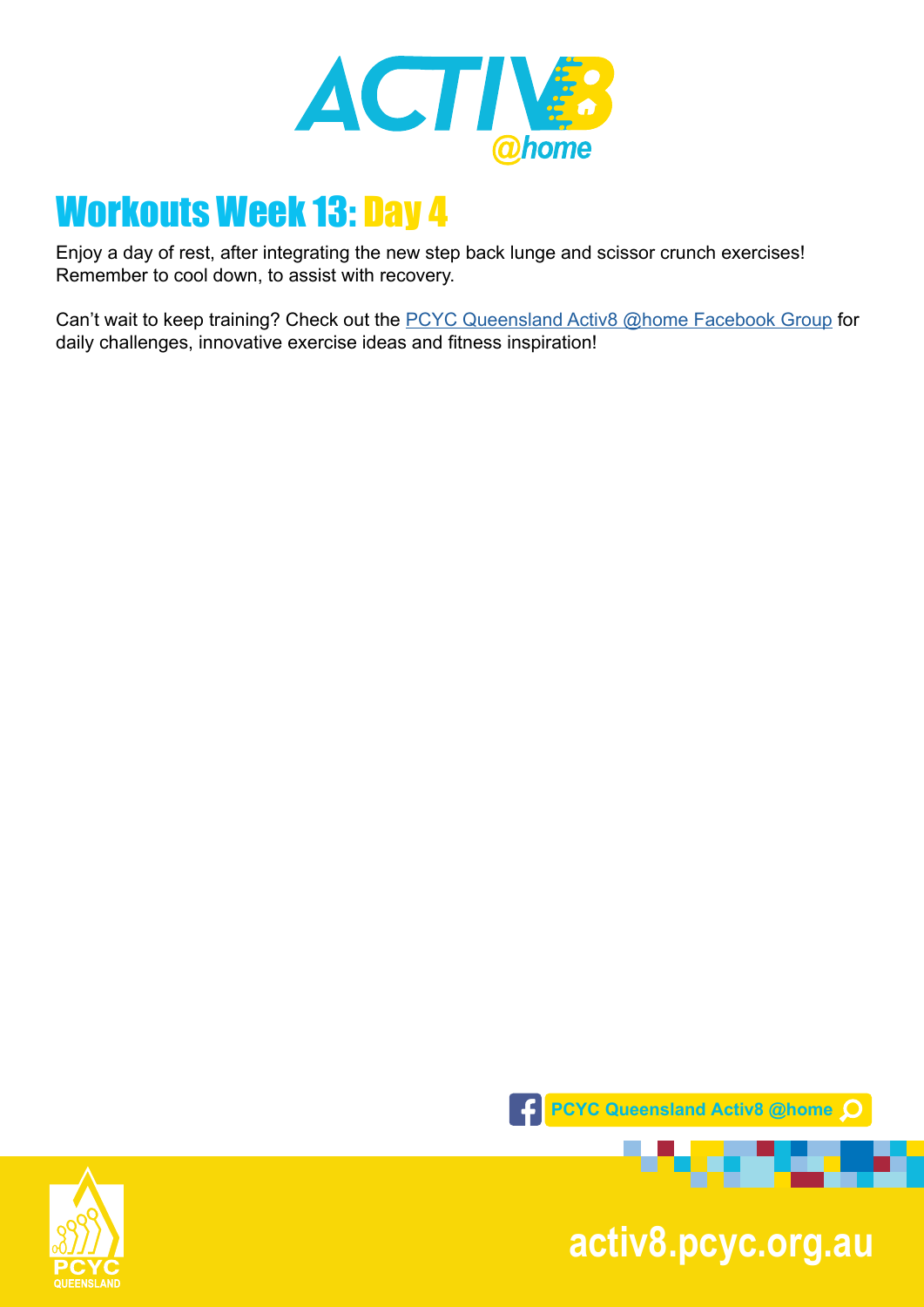# Workouts Week 13: Day 4

Enjoy a day of rest, after integrating the new step back lunge and scissor crunch exercises! Remember to cool down, to assist with recovery.

Can't wait to keep training? Check out the [PCYC Queensland Activ8 @home Facebook Group]() for daily challenges, innovative exercise ideas and fitness inspiration!

PCYC Queensland Activ8 @home

activ8.pcyc.org.au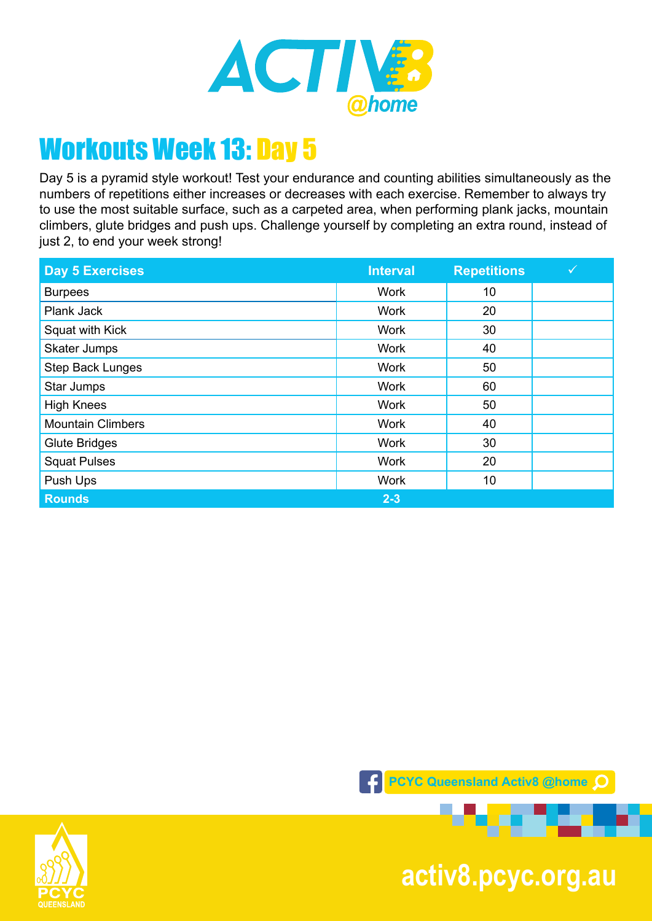# Workouts Week 13: Day 5

Day 5 is a pyramid style workout! Test your endurance and counting abilities simultaneously as the numbers of repetitions either increases or decreases with each exercise. Remember to always try to use the most suitable surface, such as a carpeted area, when performing plank jacks, mountain climbers, glute bridges and push ups. Challenge yourself by completing an extra round, instead of just 2, to end your week strong!

| Day 5 Exercises | Interval | Repetitions | ✓ |
|---|---|---|---|
| Burpees | Work | 10 | |
| Plank Jack | Work | 20 | |
| Squat with Kick | Work | 30 | |
| Skater Jumps | Work | 40 | |
| Step Back Lunges | Work | 50 | |
| Star Jumps | Work | 60 | |
| High Knees | Work | 50 | |
| Mountain Climbers | Work | 40 | |
| Glute Bridges | Work | 30 | |
| Squat Pulses | Work | 20 | |
| Push Ups | Work | 10 | |
| **Rounds** | **2-3** | | |

PCYC Queensland Activ8 @home

activ8.pcyc.org.au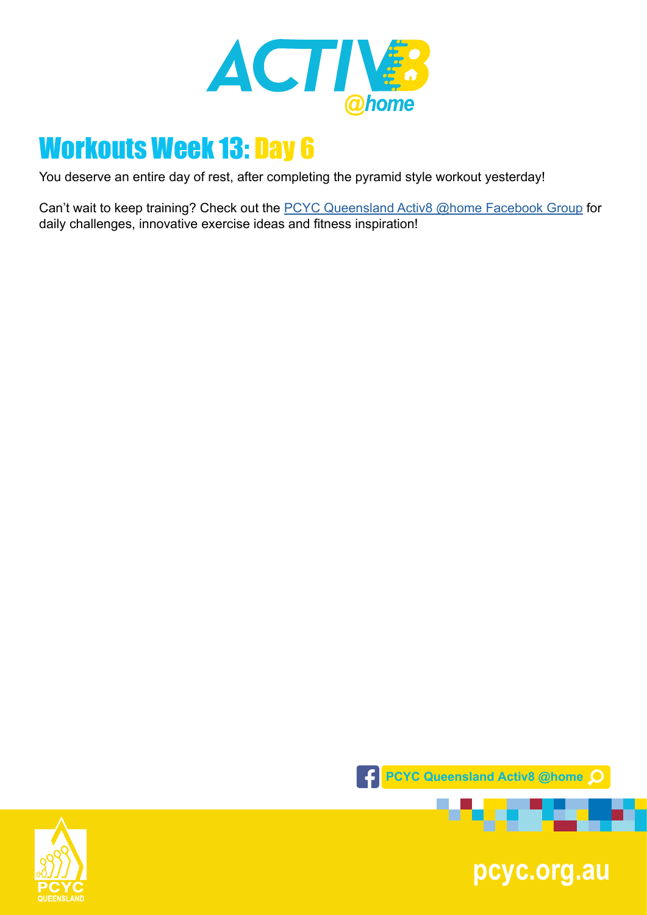# Workouts Week 13: Day 6

You deserve an entire day of rest, after completing the pyramid style workout yesterday!

Can't wait to keep training? Check out the PCYC Queensland Activ8 @home Facebook Group for daily challenges, innovative exercise ideas and fitness inspiration!

PCYC Queensland Activ8 @home

pcyc.org.au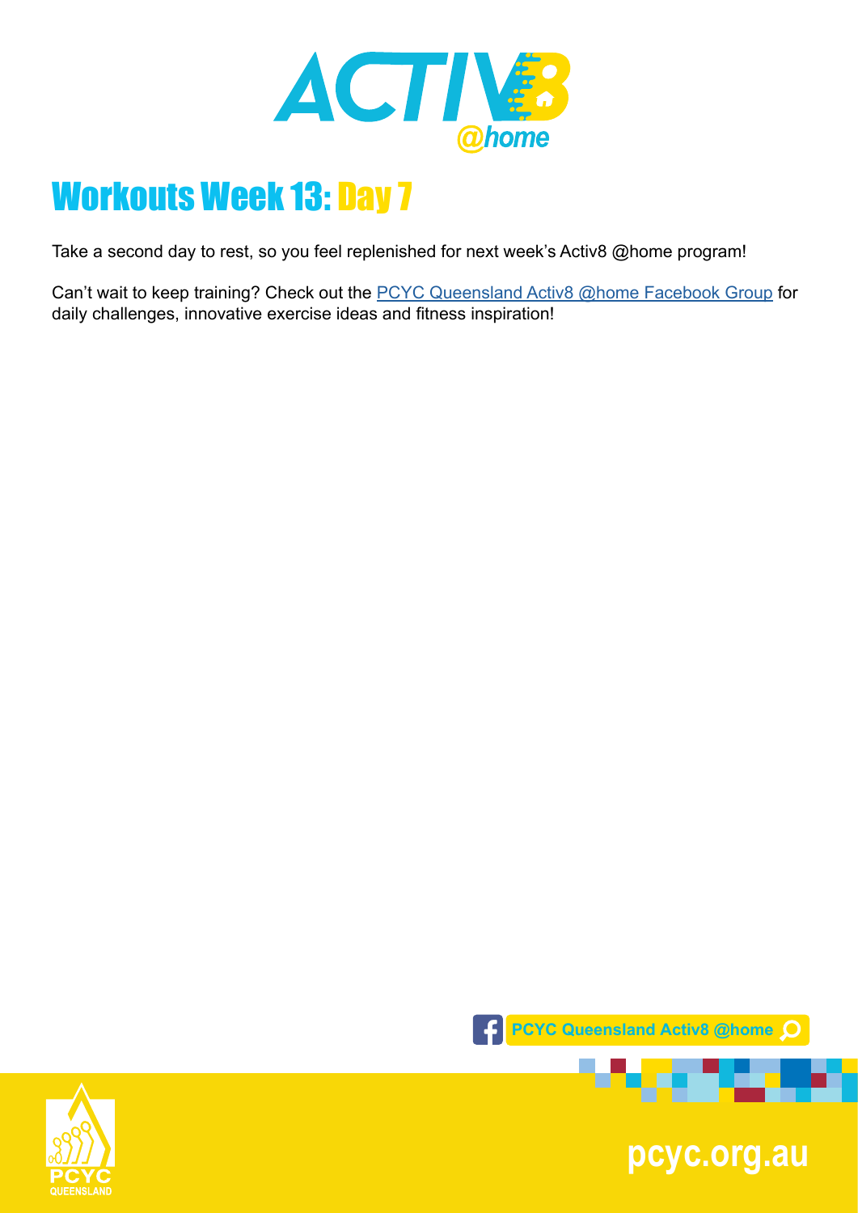# Workouts Week 13: Day 7

Take a second day to rest, so you feel replenished for next week's Activ8 @home program!

Can't wait to keep training? Check out the [PCYC Queensland Activ8 @home Facebook Group]() for daily challenges, innovative exercise ideas and fitness inspiration!

PCYC Queensland Activ8 @home

pcyc.org.au